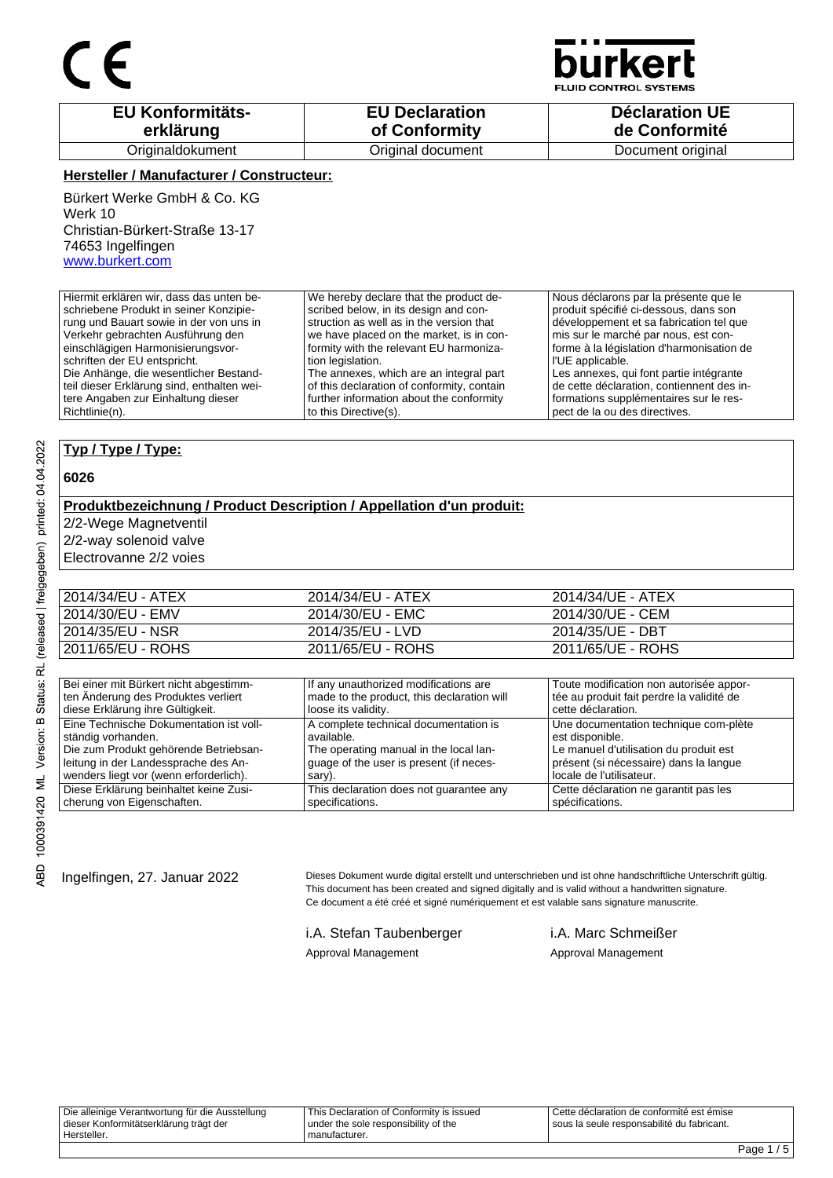CE

bürkert FLUID CONTROL SYSTEMS

| EU Konformitäts-erklärung | EU Declaration of Conformity | Déclaration UE de Conformité |
|---|---|---|
| Originaldokument | Original document | Document original |

**Hersteller / Manufacturer / Constructeur:**

Bürkert Werke GmbH & Co. KG
Werk 10
Christian-Bürkert-Straße 13-17
74653 Ingelfingen
www.burkert.com

| | | |
|---|---|---|
| Hiermit erklären wir, dass das unten beschriebene Produkt in seiner Konzipierung und Bauart sowie in der von uns in Verkehr gebrachten Ausführung den einschlägigen Harmonisierungsvorschriften der EU entspricht. Die Anhänge, die wesentlicher Bestandteil dieser Erklärung sind, enthalten weitere Angaben zur Einhaltung dieser Richtlinie(n). | We hereby declare that the product described below, in its design and construction as well as in the version that we have placed on the market, is in conformity with the relevant EU harmonization legislation. The annexes, which are an integral part of this declaration of conformity, contain further information about the conformity to this Directive(s). | Nous déclarons par la présente que le produit spécifié ci-dessous, dans son développement et sa fabrication tel que mis sur le marché par nous, est conforme à la législation d'harmonisation de l'UE applicable. Les annexes, qui font partie intégrante de cette déclaration, contiennent des informations supplémentaires sur le respect de la ou des directives. |

**Typ / Type / Type:**

**6026**

**Produktbezeichnung / Product Description / Appellation d'un produit:**

2/2-Wege Magnetventil
2/2-way solenoid valve
Electrovanne 2/2 voies

| | | |
|---|---|---|
| 2014/34/EU - ATEX | 2014/34/EU - ATEX | 2014/34/UE - ATEX |
| 2014/30/EU - EMV | 2014/30/EU - EMC | 2014/30/UE - CEM |
| 2014/35/EU - NSR | 2014/35/EU - LVD | 2014/35/UE - DBT |
| 2011/65/EU - ROHS | 2011/65/EU - ROHS | 2011/65/UE - ROHS |

| | | |
|---|---|---|
| Bei einer mit Bürkert nicht abgestimmten Änderung des Produktes verliert diese Erklärung ihre Gültigkeit. | If any unauthorized modifications are made to the product, this declaration will loose its validity. | Toute modification non autorisée apportée au produit fait perdre la validité de cette déclaration. |
| Eine Technische Dokumentation ist vollständig vorhanden. Die zum Produkt gehörende Betriebsanleitung in der Landessprache des Anwenders liegt vor (wenn erforderlich). | A complete technical documentation is available. The operating manual in the local language of the user is present (if necessary). | Une documentation technique com-plète est disponible. Le manuel d'utilisation du produit est présent (si nécessaire) dans la langue locale de l'utilisateur. |
| Diese Erklärung beinhaltet keine Zusicherung von Eigenschaften. | This declaration does not guarantee any specifications. | Cette déclaration ne garantit pas les spécifications. |

Ingelfingen, 27. Januar 2022

Dieses Dokument wurde digital erstellt und unterschrieben und ist ohne handschriftliche Unterschrift gültig.
This document has been created and signed digitally and is valid without a handwritten signature.
Ce document a été créé et signé numériquement et est valable sans signature manuscrite.

i.A. Stefan Taubenberger
Approval Management

i.A. Marc Schmeißer
Approval Management

| | | |
|---|---|---|
| Die alleinige Verantwortung für die Ausstellung dieser Konformitätserklärung trägt der Hersteller. | This Declaration of Conformity is issued under the sole responsibility of the manufacturer. | Cette déclaration de conformité est émise sous la seule responsabilité du fabricant. |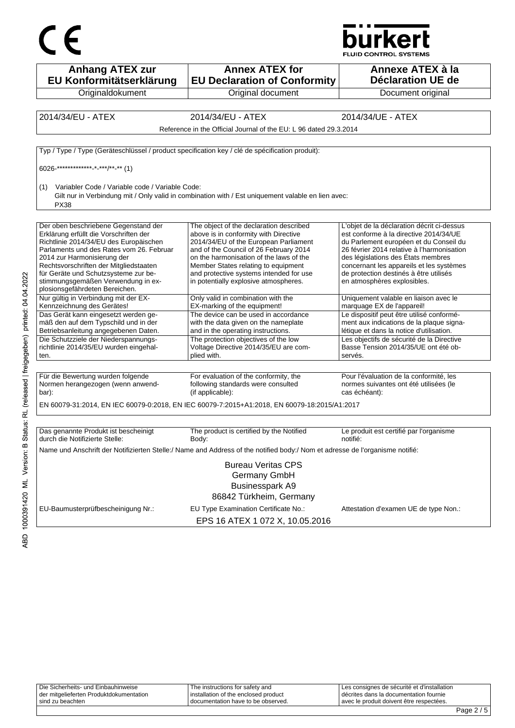CE

bürkert
FLUID CONTROL SYSTEMS

| Anhang ATEX zur EU Konformitätserklärung | Annex ATEX for EU Declaration of Conformity | Annexe ATEX à la Déclaration UE de |
|---|---|---|
| Originaldokument | Original document | Document original |

| 2014/34/EU - ATEX | 2014/34/EU - ATEX | 2014/34/UE - ATEX |
|---|---|---|

Reference in the Official Journal of the EU: L 96 dated 29.3.2014

Typ / Type / Type (Geräteschlüssel / product specification key / clé de spécification produit):

6026-**************-*-***/**-** (1)

(1) Variabler Code / Variable code / Variable Code:
Gilt nur in Verbindung mit / Only valid in combination with / Est uniquement valable en lien avec:
PX38

| Der oben beschriebene Gegenstand der Erklärung erfüllt die Vorschriften der Richtlinie 2014/34/EU des Europäischen Parlaments und des Rates vom 26. Februar 2014 zur Harmonisierung der Rechtsvorschriften der Mitgliedstaaten für Geräte und Schutzsysteme zur bestimmungsgemäßen Verwendung in explosionsgefährdeten Bereichen. | The object of the declaration described above is in conformity with Directive 2014/34/EU of the European Parliament and of the Council of 26 February 2014 on the harmonisation of the laws of the Member States relating to equipment and protective systems intended for use in potentially explosive atmospheres. | L'objet de la déclaration décrit ci-dessus est conforme à la directive 2014/34/UE du Parlement européen et du Conseil du 26 février 2014 relative à l'harmonisation des législations des États membres concernant les appareils et les systèmes de protection destinés à être utilisés en atmosphères explosibles. |
|---|---|---|
| Nur gültig in Verbindung mit der EX-Kennzeichnung des Gerätes! | Only valid in combination with the EX-marking of the equipment! | Uniquement valable en liaison avec le marquage EX de l'appareil! |
| Das Gerät kann eingesetzt werden gemäß den auf dem Typschild und in der Betriebsanleitung angegebenen Daten. | The device can be used in accordance with the data given on the nameplate and in the operating instructions. | Le dispositif peut être utilisé conformément aux indications de la plaque signalétique et dans la notice d'utilisation. |
| Die Schutzziele der Niederspannungsrichtlinie 2014/35/EU wurden eingehalten. | The protection objectives of the low Voltage Directive 2014/35/EU are complied with. | Les objectifs de sécurité de la Directive Basse Tension 2014/35/UE ont été observés. |

| Für die Bewertung wurden folgende Normen herangezogen (wenn anwendbar): | For evaluation of the conformity, the following standards were consulted (if applicable): | Pour l'évaluation de la conformité, les normes suivantes ont été utilisées (le cas échéant): |
|---|---|---|

EN 60079-31:2014, EN IEC 60079-0:2018, EN IEC 60079-7:2015+A1:2018, EN 60079-18:2015/A1:2017

| Das genannte Produkt ist bescheinigt durch die Notifizierte Stelle: | The product is certified by the Notified Body: | Le produit est certifié par l'organisme notifié: |
|---|---|---|

Name und Anschrift der Notifizierten Stelle:/ Name and Address of the notified body:/ Nom et adresse de l'organisme notifié:

Bureau Veritas CPS
Germany GmbH
Businesspark A9
86842 Türkheim, Germany

| EU-Baumusterprüfbescheinigung Nr.: | EU Type Examination Certificate No.: | Attestation d'examen UE de type Non.: |
|---|---|---|

EPS 16 ATEX 1 072 X, 10.05.2016

| Die Sicherheits- und Einbauhinweise der mitgelieferten Produktdokumentation sind zu beachten | The instructions for safety and installation of the enclosed product documentation have to be observed. | Les consignes de sécurité et d'installation décrites dans la documentation fournie avec le produit doivent être respectées. |
|---|---|---|

ABD 1000391420 ML Version: B Status: RL (released | freigegeben) printed: 04.04.2022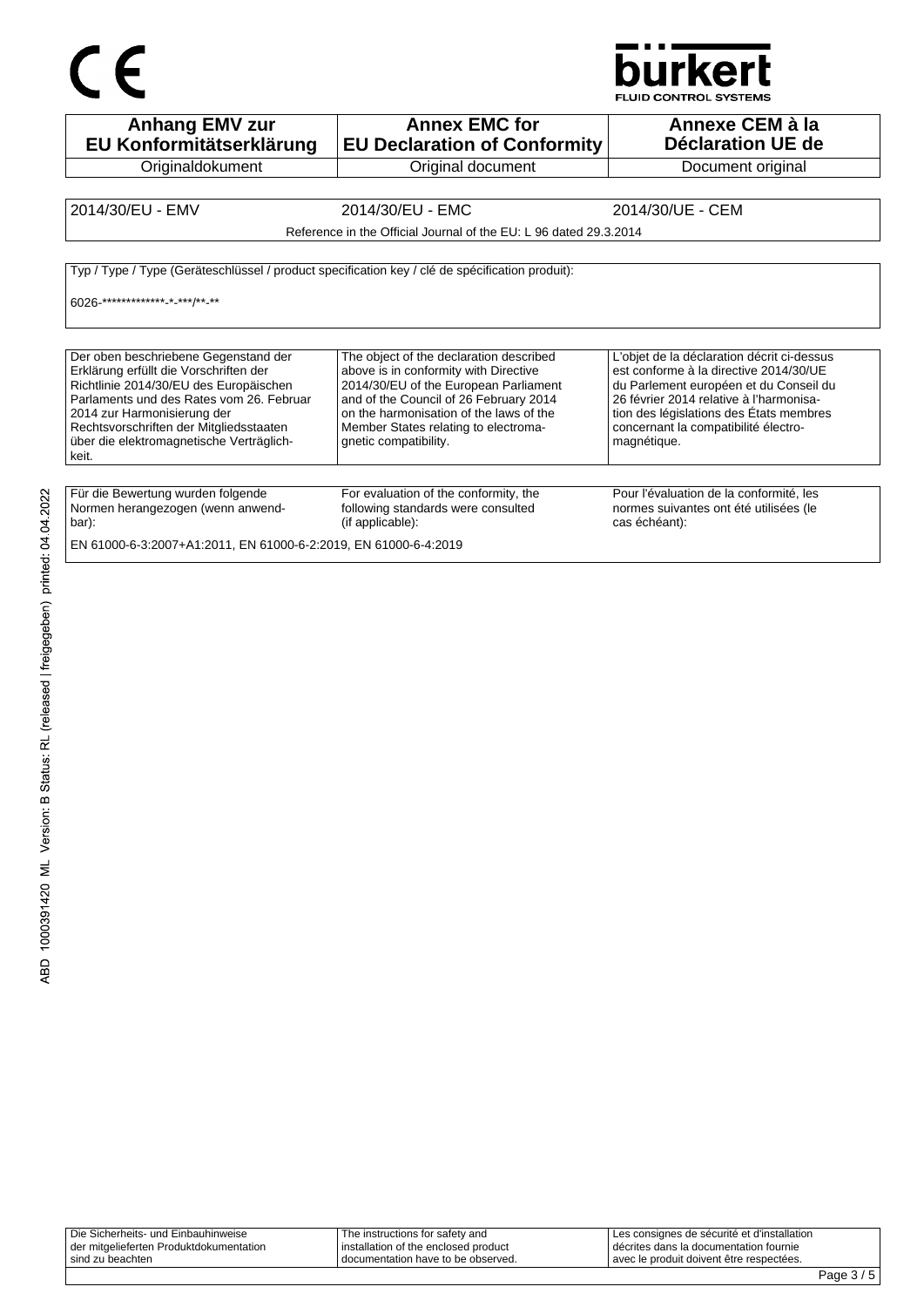| Anhang EMV zur EU Konformitätserklärung | Annex EMC for EU Declaration of Conformity | Annexe CEM à la Déclaration UE de |
|---|---|---|
| Originaldokument | Original document | Document original |

| 2014/30/EU - EMV | 2014/30/EU - EMC | 2014/30/UE - CEM |
|---|---|---|
| | Reference in the Official Journal of the EU: L 96 dated 29.3.2014 | |

Typ / Type / Type (Geräteschlüssel / product specification key / clé de spécification produit):

6026-*************-*-***/**-**

| Der oben beschriebene Gegenstand der Erklärung erfüllt die Vorschriften der Richtlinie 2014/30/EU des Europäischen Parlaments und des Rates vom 26. Februar 2014 zur Harmonisierung der Rechtsvorschriften der Mitgliedsstaaten über die elektromagnetische Verträglichkeit. | The object of the declaration described above is in conformity with Directive 2014/30/EU of the European Parliament and of the Council of 26 February 2014 on the harmonisation of the laws of the Member States relating to electromagnetic compatibility. | L'objet de la déclaration décrit ci-dessus est conforme à la directive 2014/30/UE du Parlement européen et du Conseil du 26 février 2014 relative à l'harmonisation des législations des États membres concernant la compatibilité électromagnétique. |
|---|---|---|

| Für die Bewertung wurden folgende Normen herangezogen (wenn anwendbar): | For evaluation of the conformity, the following standards were consulted (if applicable): | Pour l'évaluation de la conformité, les normes suivantes ont été utilisées (le cas échéant): |
|---|---|---|

EN 61000-6-3:2007+A1:2011, EN 61000-6-2:2019, EN 61000-6-4:2019

| Die Sicherheits- und Einbauhinweise der mitgelieferten Produktdokumentation sind zu beachten | The instructions for safety and installation of the enclosed product documentation have to be observed. | Les consignes de sécurité et d'installation décrites dans la documentation fournie avec le produit doivent être respectées. |
|---|---|---|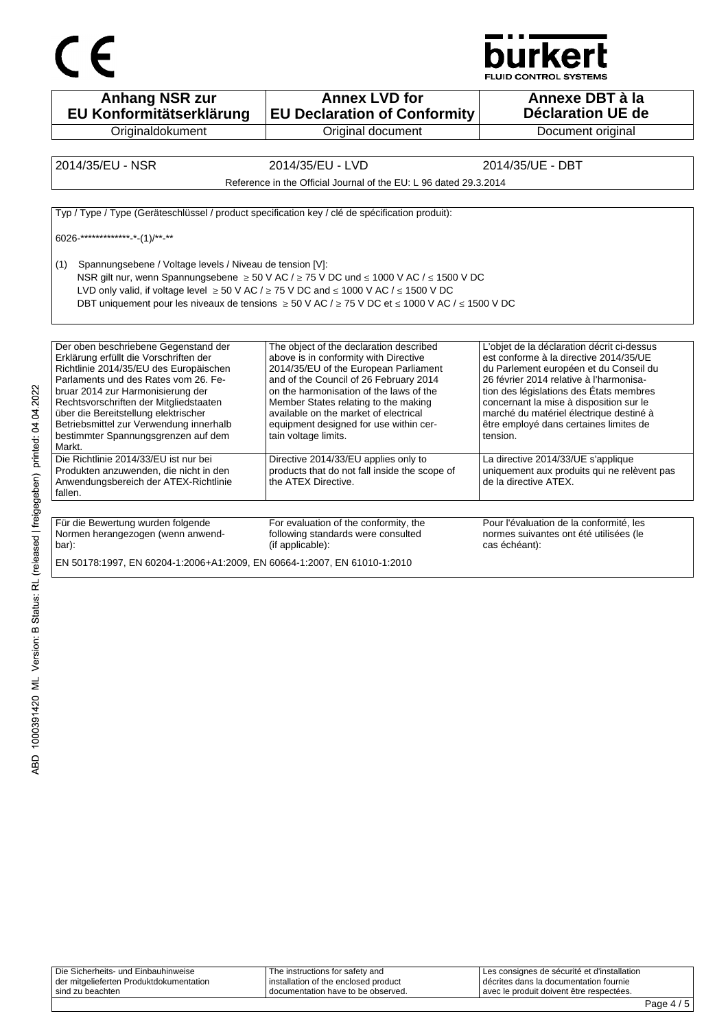CE

bürkert
FLUID CONTROL SYSTEMS

| Anhang NSR zur EU Konformitätserklärung | Annex LVD for EU Declaration of Conformity | Annexe DBT à la Déclaration UE de |
| --- | --- | --- |
| Originaldokument | Original document | Document original |

| 2014/35/EU - NSR | 2014/35/EU - LVD | 2014/35/UE - DBT |
| --- | --- | --- |
| Reference in the Official Journal of the EU: L 96 dated 29.3.2014 | | |

Typ / Type / Type (Geräteschlüssel / product specification key / clé de spécification produit):

6026-**************-*-(1)/**-**

(1) Spannungsebene / Voltage levels / Niveau de tension [V]:
NSR gilt nur, wenn Spannungsebene ≥ 50 V AC / ≥ 75 V DC und ≤ 1000 V AC / ≤ 1500 V DC
LVD only valid, if voltage level ≥ 50 V AC / ≥ 75 V DC and ≤ 1000 V AC / ≤ 1500 V DC
DBT uniquement pour les niveaux de tensions ≥ 50 V AC / ≥ 75 V DC et ≤ 1000 V AC / ≤ 1500 V DC

| Der oben beschriebene Gegenstand der Erklärung erfüllt die Vorschriften der Richtlinie 2014/35/EU des Europäischen Parlaments und des Rates vom 26. Februar 2014 zur Harmonisierung der Rechtsvorschriften der Mitgliedstaaten über die Bereitstellung elektrischer Betriebsmittel zur Verwendung innerhalb bestimmter Spannungsgrenzen auf dem Markt. | The object of the declaration described above is in conformity with Directive 2014/35/EU of the European Parliament and of the Council of 26 February 2014 on the harmonisation of the laws of the Member States relating to the making available on the market of electrical equipment designed for use within certain voltage limits. | L'objet de la déclaration décrit ci-dessus est conforme à la directive 2014/35/UE du Parlement européen et du Conseil du 26 février 2014 relative à l'harmonisation des législations des États membres concernant la mise à disposition sur le marché du matériel électrique destiné à être employé dans certaines limites de tension. |
| --- | --- | --- |
| Die Richtlinie 2014/33/EU ist nur bei Produkten anzuwenden, die nicht in den Anwendungsbereich der ATEX-Richtlinie fallen. | Directive 2014/33/EU applies only to products that do not fall inside the scope of the ATEX Directive. | La directive 2014/33/UE s'applique uniquement aux produits qui ne relèvent pas de la directive ATEX. |

| Für die Bewertung wurden folgende Normen herangezogen (wenn anwendbar): | For evaluation of the conformity, the following standards were consulted (if applicable): | Pour l'évaluation de la conformité, les normes suivantes ont été utilisées (le cas échéant): |
| --- | --- | --- |

EN 50178:1997, EN 60204-1:2006+A1:2009, EN 60664-1:2007, EN 61010-1:2010

ABD 1000391420 ML Version: B Status: RL (released | freigegeben) printed: 04.04.2022

| Die Sicherheits- und Einbauhinweise der mitgelieferten Produktdokumentation sind zu beachten | The instructions for safety and installation of the enclosed product documentation have to be observed. | Les consignes de sécurité et d'installation décrites dans la documentation fournie avec le produit doivent être respectées. |
| --- | --- | --- |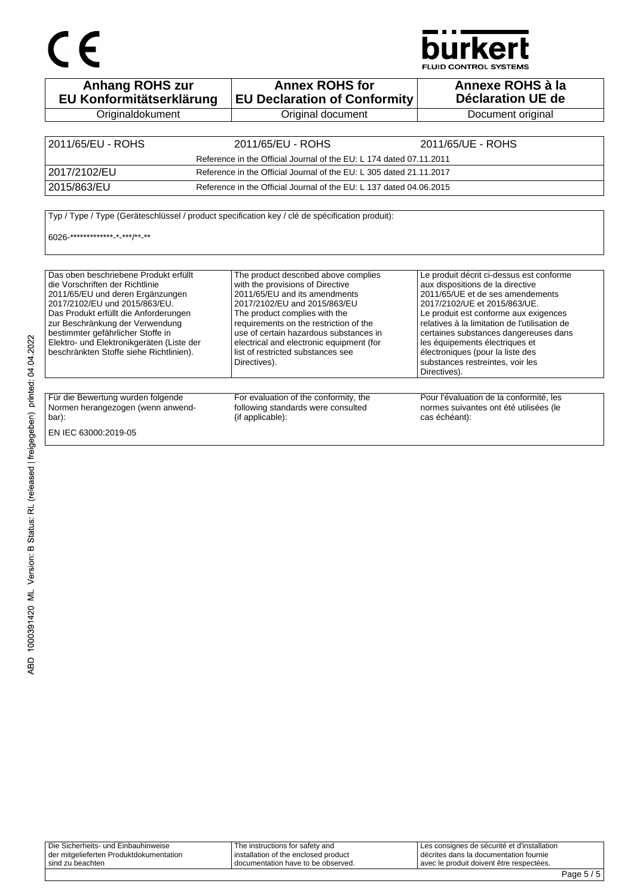| Anhang ROHS zur EU Konformitätserklärung | Annex ROHS for EU Declaration of Conformity | Annexe ROHS à la Déclaration UE de |
|---|---|---|
| Originaldokument | Original document | Document original |

| | | |
|---|---|---|
| 2011/65/EU - ROHS | 2011/65/EU - ROHS | 2011/65/UE - ROHS |
| | Reference in the Official Journal of the EU: L 174 dated 07.11.2011 | |
| 2017/2102/EU | Reference in the Official Journal of the EU: L 305 dated 21.11.2017 | |
| 2015/863/EU | Reference in the Official Journal of the EU: L 137 dated 04.06.2015 | |

Typ / Type / Type (Geräteschlüssel / product specification key / clé de spécification produit):

6026-*************-*-***/**-**

| | | |
|---|---|---|
| Das oben beschriebene Produkt erfüllt die Vorschriften der Richtlinie 2011/65/EU und deren Ergänzungen 2017/2102/EU und 2015/863/EU. Das Produkt erfüllt die Anforderungen zur Beschränkung der Verwendung bestimmter gefährlicher Stoffe in Elektro- und Elektronikgeräten (Liste der beschränkten Stoffe siehe Richtlinien). | The product described above complies with the provisions of Directive 2011/65/EU and its amendments 2017/2102/EU and 2015/863/EU The product complies with the requirements on the restriction of the use of certain hazardous substances in electrical and electronic equipment (for list of restricted substances see Directives). | Le produit décrit ci-dessus est conforme aux dispositions de la directive 2011/65/UE et de ses amendements 2017/2102/UE et 2015/863/UE. Le produit est conforme aux exigences relatives à la limitation de l'utilisation de certaines substances dangereuses dans les équipements électriques et électroniques (pour la liste des substances restreintes, voir les Directives). |

| | | |
|---|---|---|
| Für die Bewertung wurden folgende Normen herangezogen (wenn anwendbar): | For evaluation of the conformity, the following standards were consulted (if applicable): | Pour l'évaluation de la conformité, les normes suivantes ont été utilisées (le cas échéant): |
| EN IEC 63000:2019-05 | | |

ABD 1000391420 ML Version: B Status: RL (released | freigegeben) printed: 04.04.2022

| | | |
|---|---|---|
| Die Sicherheits- und Einbauhinweise der mitgelieferten Produktdokumentation sind zu beachten | The instructions for safety and installation of the enclosed product documentation have to be observed. | Les consignes de sécurité et d'installation décrites dans la documentation fournie avec le produit doivent être respectées. |